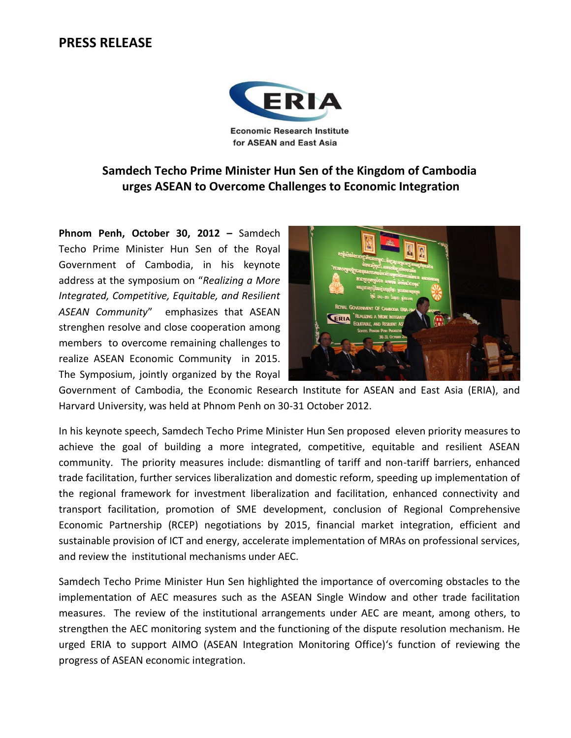## PRESS RELEASE

Economic Research Institute for ASEAN and East Asia

### Samdech Techo Prime Minister Hun Sen of the Kingdom of Cambodia urges ASEAN to Overcome Challenges to Economic Integration

**Phnom Penh, October 30, 2012 –** Samdech Techo Prime Minister Hun Sen of the Royal Government of Cambodia, in his keynote address at the symposium on "*Realizing a More Integrated, Competitive, Equitable, and Resilient ASEAN Community*" emphasizes that ASEAN strenghen resolve and close cooperation among members to overcome remaining challenges to realize ASEAN Economic Community in 2015. The Symposium, jointly organized by the Royal Government of Cambodia, the Economic Research Institute for ASEAN and East Asia (ERIA), and Harvard University, was held at Phnom Penh on 30-31 October 2012.

In his keynote speech, Samdech Techo Prime Minister Hun Sen proposed eleven priority measures to achieve the goal of building a more integrated, competitive, equitable and resilient ASEAN community. The priority measures include: dismantling of tariff and non-tariff barriers, enhanced trade facilitation, further services liberalization and domestic reform, speeding up implementation of the regional framework for investment liberalization and facilitation, enhanced connectivity and transport facilitation, promotion of SME development, conclusion of Regional Comprehensive Economic Partnership (RCEP) negotiations by 2015, financial market integration, efficient and sustainable provision of ICT and energy, accelerate implementation of MRAs on professional services, and review the institutional mechanisms under AEC.

Samdech Techo Prime Minister Hun Sen highlighted the importance of overcoming obstacles to the implementation of AEC measures such as the ASEAN Single Window and other trade facilitation measures. The review of the institutional arrangements under AEC are meant, among others, to strengthen the AEC monitoring system and the functioning of the dispute resolution mechanism. He urged ERIA to support AIMO (ASEAN Integration Monitoring Office)'s function of reviewing the progress of ASEAN economic integration.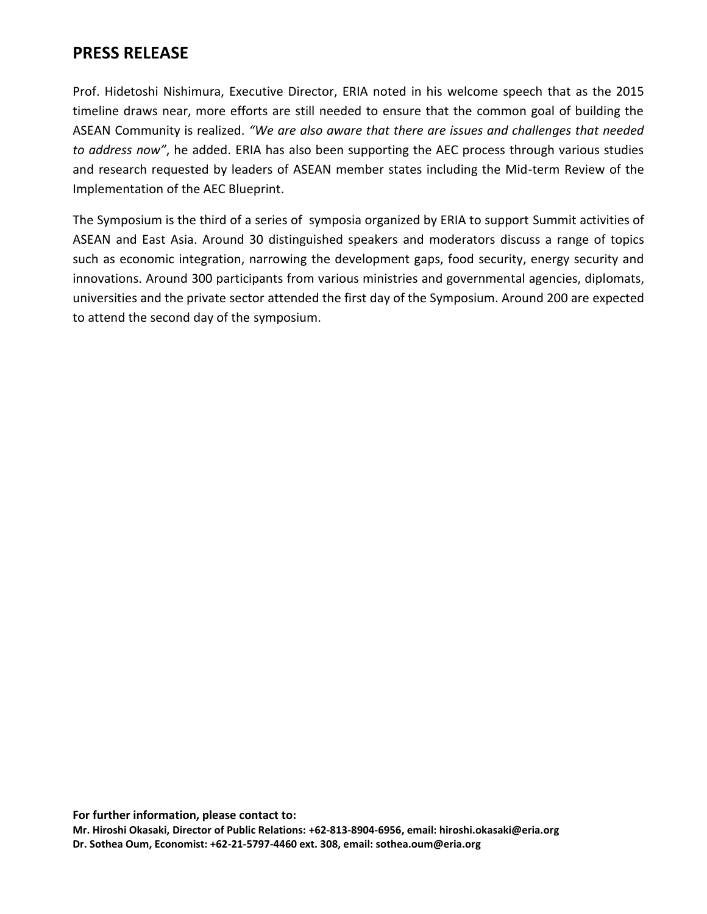## PRESS RELEASE

Prof. Hidetoshi Nishimura, Executive Director, ERIA noted in his welcome speech that as the 2015 timeline draws near, more efforts are still needed to ensure that the common goal of building the ASEAN Community is realized. *"We are also aware that there are issues and challenges that needed to address now"*, he added. ERIA has also been supporting the AEC process through various studies and research requested by leaders of ASEAN member states including the Mid-term Review of the Implementation of the AEC Blueprint.

The Symposium is the third of a series of symposia organized by ERIA to support Summit activities of ASEAN and East Asia. Around 30 distinguished speakers and moderators discuss a range of topics such as economic integration, narrowing the development gaps, food security, energy security and innovations. Around 300 participants from various ministries and governmental agencies, diplomats, universities and the private sector attended the first day of the Symposium. Around 200 are expected to attend the second day of the symposium.

**For further information, please contact to:**
**Mr. Hiroshi Okasaki, Director of Public Relations: +62-813-8904-6956, email: hiroshi.okasaki@eria.org**
**Dr. Sothea Oum, Economist: +62-21-5797-4460 ext. 308, email: sothea.oum@eria.org**